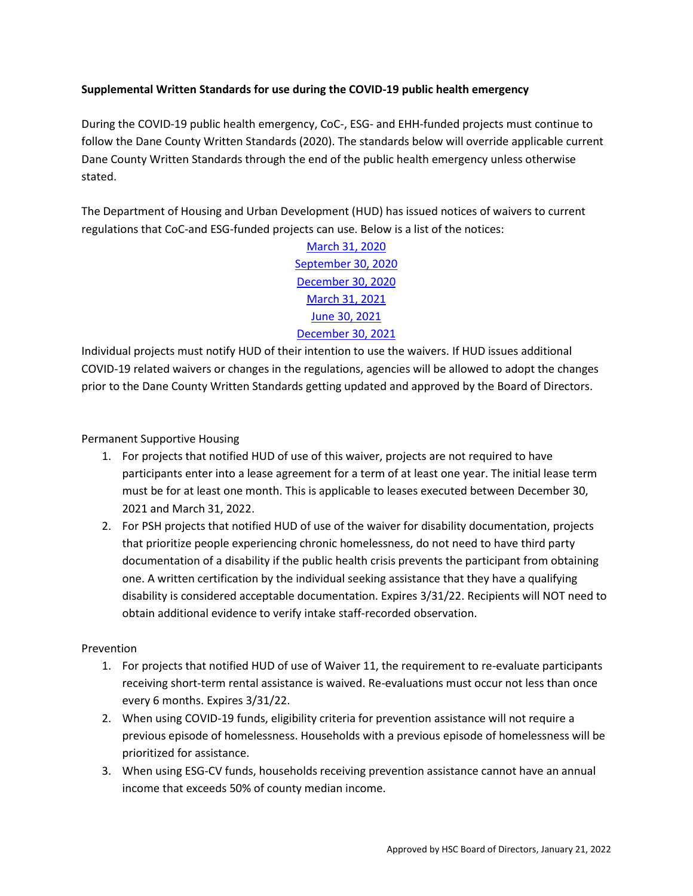**Supplemental Written Standards for use during the COVID-19 public health emergency**

During the COVID-19 public health emergency, CoC-, ESG- and EHH-funded projects must continue to follow the Dane County Written Standards (2020). The standards below will override applicable current Dane County Written Standards through the end of the public health emergency unless otherwise stated.

The Department of Housing and Urban Development (HUD) has issued notices of waivers to current regulations that CoC-and ESG-funded projects can use. Below is a list of the notices:

March 31, 2020
September 30, 2020
December 30, 2020
March 31, 2021
June 30, 2021
December 30, 2021

Individual projects must notify HUD of their intention to use the waivers. If HUD issues additional COVID-19 related waivers or changes in the regulations, agencies will be allowed to adopt the changes prior to the Dane County Written Standards getting updated and approved by the Board of Directors.

Permanent Supportive Housing

1. For projects that notified HUD of use of this waiver, projects are not required to have participants enter into a lease agreement for a term of at least one year. The initial lease term must be for at least one month. This is applicable to leases executed between December 30, 2021 and March 31, 2022.
2. For PSH projects that notified HUD of use of the waiver for disability documentation, projects that prioritize people experiencing chronic homelessness, do not need to have third party documentation of a disability if the public health crisis prevents the participant from obtaining one. A written certification by the individual seeking assistance that they have a qualifying disability is considered acceptable documentation. Expires 3/31/22. Recipients will NOT need to obtain additional evidence to verify intake staff-recorded observation.

Prevention

1. For projects that notified HUD of use of Waiver 11, the requirement to re-evaluate participants receiving short-term rental assistance is waived. Re-evaluations must occur not less than once every 6 months. Expires 3/31/22.
2. When using COVID-19 funds, eligibility criteria for prevention assistance will not require a previous episode of homelessness. Households with a previous episode of homelessness will be prioritized for assistance.
3. When using ESG-CV funds, households receiving prevention assistance cannot have an annual income that exceeds 50% of county median income.

Approved by HSC Board of Directors, January 21, 2022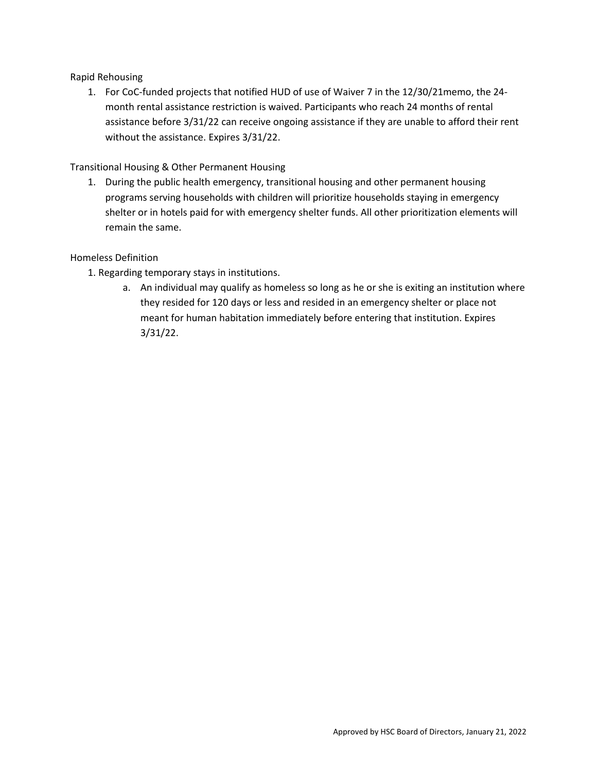Rapid Rehousing

1. For CoC-funded projects that notified HUD of use of Waiver 7 in the 12/30/21memo, the 24-month rental assistance restriction is waived. Participants who reach 24 months of rental assistance before 3/31/22 can receive ongoing assistance if they are unable to afford their rent without the assistance. Expires 3/31/22.

Transitional Housing & Other Permanent Housing

1. During the public health emergency, transitional housing and other permanent housing programs serving households with children will prioritize households staying in emergency shelter or in hotels paid for with emergency shelter funds. All other prioritization elements will remain the same.

Homeless Definition

1. Regarding temporary stays in institutions.
    a. An individual may qualify as homeless so long as he or she is exiting an institution where they resided for 120 days or less and resided in an emergency shelter or place not meant for human habitation immediately before entering that institution. Expires 3/31/22.

Approved by HSC Board of Directors, January 21, 2022